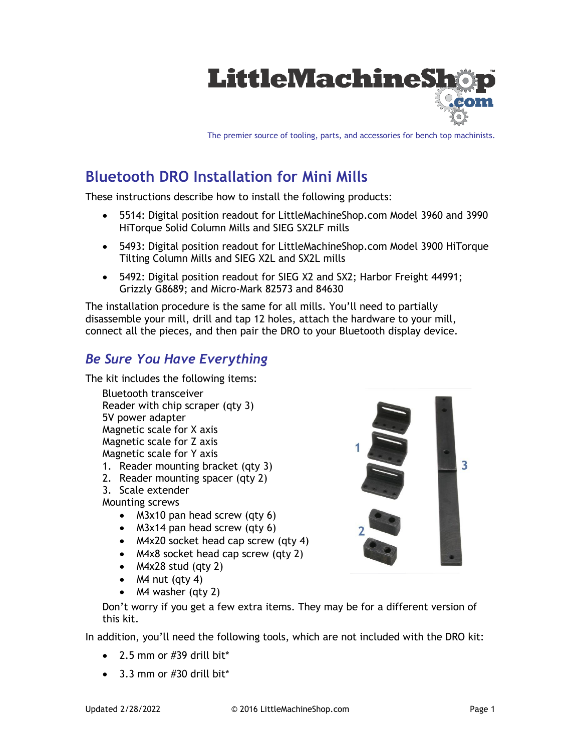# Bluetooth DRO Installation for Mini Mills

These instructions describe how to install the following products:

- 5514: Digital position readout for LittleMachineShop.com Model 3960 and 3990 HiTorque Solid Column Mills and SIEG SX2LF mills
- 5493: Digital position readout for LittleMachineShop.com Model 3900 HiTorque Tilting Column Mills and SIEG X2L and SX2L mills
- 5492: Digital position readout for SIEG X2 and SX2; Harbor Freight 44991; Grizzly G8689; and Micro-Mark 82573 and 84630

The installation procedure is the same for all mills. You'll need to partially disassemble your mill, drill and tap 12 holes, attach the hardware to your mill, connect all the pieces, and then pair the DRO to your Bluetooth display device.

## *Be Sure You Have Everything*

The kit includes the following items:

Bluetooth transceiver
Reader with chip scraper (qty 3)
5V power adapter
Magnetic scale for X axis
Magnetic scale for Z axis
Magnetic scale for Y axis

1. Reader mounting bracket (qty 3)
2. Reader mounting spacer (qty 2)
3. Scale extender

Mounting screws

- M3x10 pan head screw (qty 6)
- M3x14 pan head screw (qty 6)
- M4x20 socket head cap screw (qty 4)
- M4x8 socket head cap screw (qty 2)
- M4x28 stud (qty 2)
- M4 nut (qty 4)
- M4 washer (qty 2)

Don't worry if you get a few extra items. They may be for a different version of this kit.

In addition, you'll need the following tools, which are not included with the DRO kit:

- 2.5 mm or #39 drill bit*
- 3.3 mm or #30 drill bit*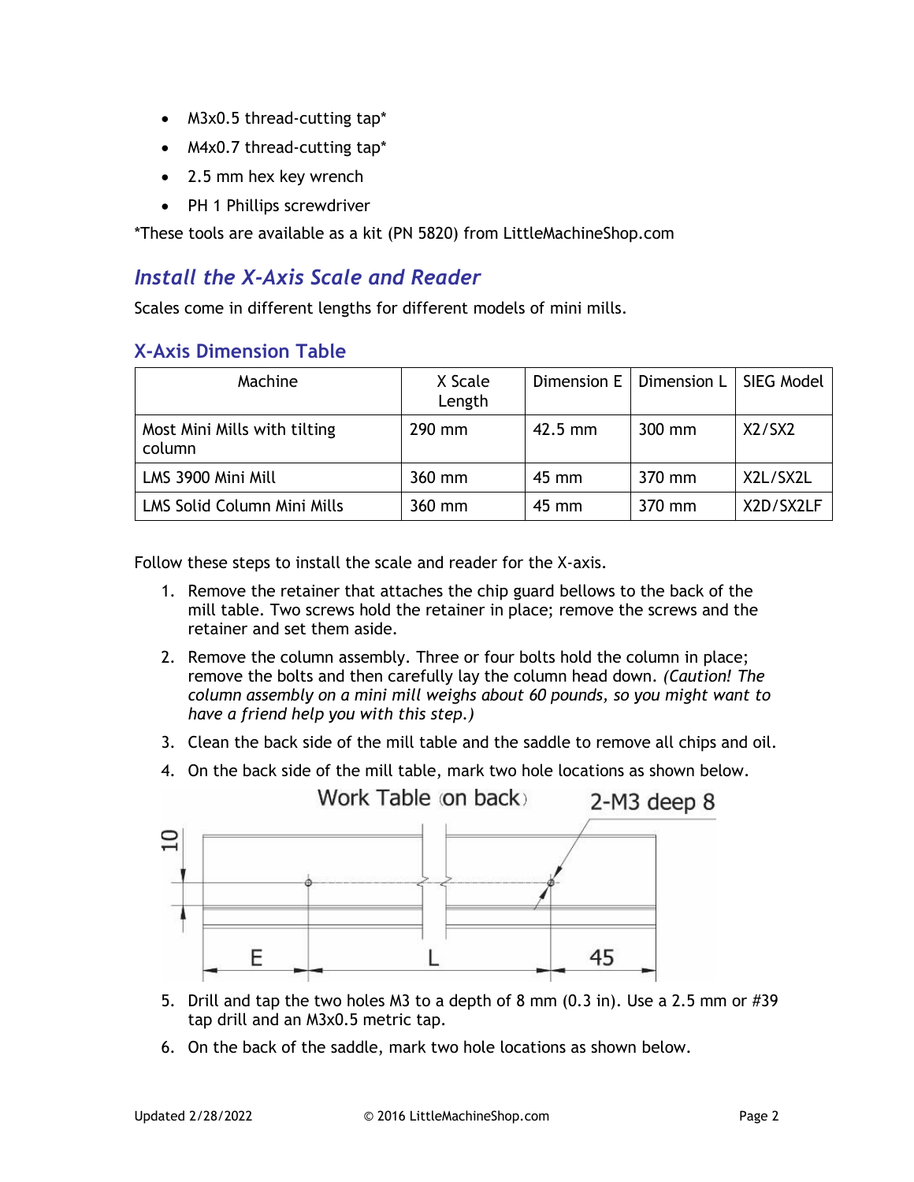- M3x0.5 thread-cutting tap*
- M4x0.7 thread-cutting tap*
- 2.5 mm hex key wrench
- PH 1 Phillips screwdriver

*These tools are available as a kit (PN 5820) from LittleMachineShop.com

## Install the X-Axis Scale and Reader

Scales come in different lengths for different models of mini mills.

### X-Axis Dimension Table

| Machine | X Scale Length | Dimension E | Dimension L | SIEG Model |
|---|---|---|---|---|
| Most Mini Mills with tilting column | 290 mm | 42.5 mm | 300 mm | X2/SX2 |
| LMS 3900 Mini Mill | 360 mm | 45 mm | 370 mm | X2L/SX2L |
| LMS Solid Column Mini Mills | 360 mm | 45 mm | 370 mm | X2D/SX2LF |

Follow these steps to install the scale and reader for the X-axis.

1. Remove the retainer that attaches the chip guard bellows to the back of the mill table. Two screws hold the retainer in place; remove the screws and the retainer and set them aside.
2. Remove the column assembly. Three or four bolts hold the column in place; remove the bolts and then carefully lay the column head down. *(Caution! The column assembly on a mini mill weighs about 60 pounds, so you might want to have a friend help you with this step.)*
3. Clean the back side of the mill table and the saddle to remove all chips and oil.
4. On the back side of the mill table, mark two hole locations as shown below.

Work Table (on back) — 2-M3 deep 8 — 10 — E — L — 45

5. Drill and tap the two holes M3 to a depth of 8 mm (0.3 in). Use a 2.5 mm or #39 tap drill and an M3x0.5 metric tap.
6. On the back of the saddle, mark two hole locations as shown below.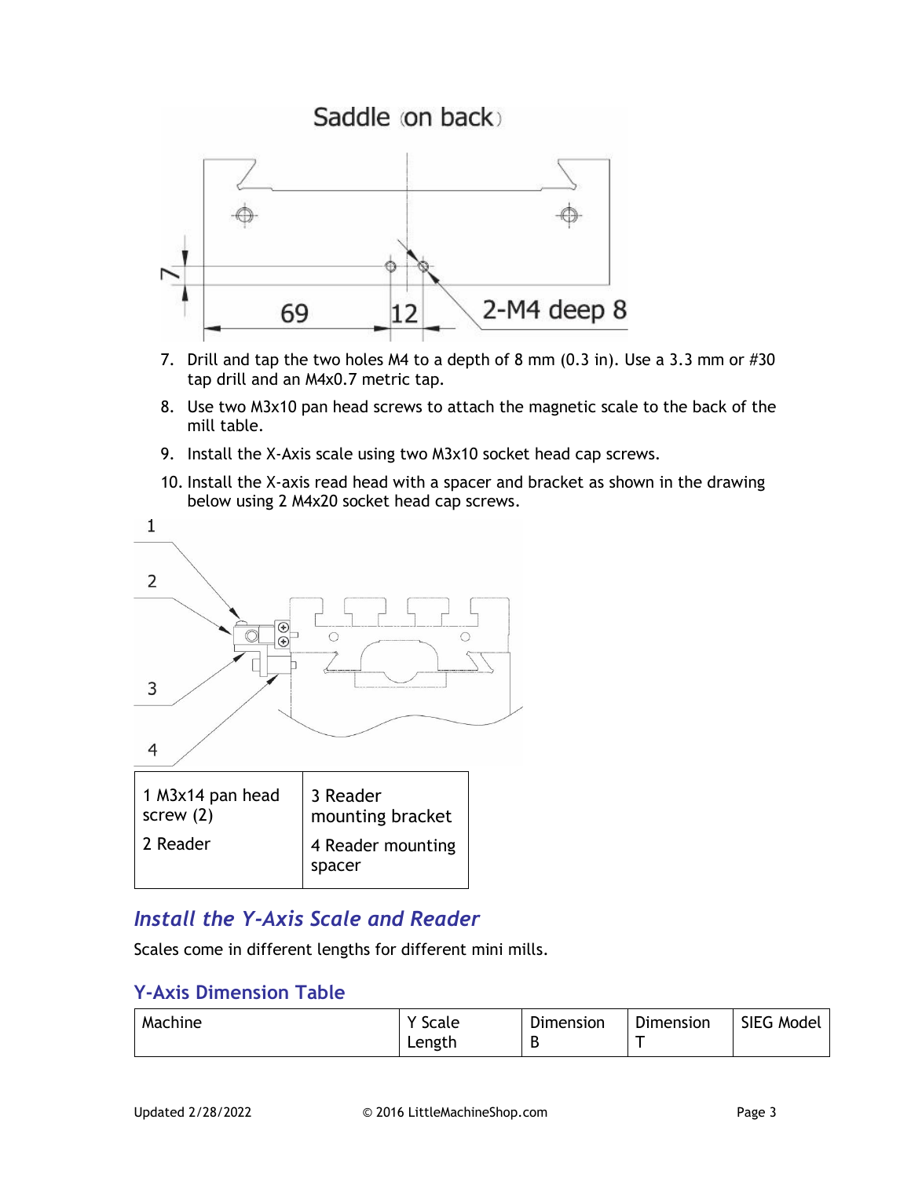Saddle (on back)

7. Drill and tap the two holes M4 to a depth of 8 mm (0.3 in). Use a 3.3 mm or #30 tap drill and an M4x0.7 metric tap.
8. Use two M3x10 pan head screws to attach the magnetic scale to the back of the mill table.
9. Install the X-Axis scale using two M3x10 socket head cap screws.
10. Install the X-axis read head with a spacer and bracket as shown in the drawing below using 2 M4x20 socket head cap screws.

| 1 M3x14 pan head screw (2)<br>2 Reader | 3 Reader mounting bracket<br>4 Reader mounting spacer |
|---|---|

## *Install the Y-Axis Scale and Reader*

Scales come in different lengths for different mini mills.

### Y-Axis Dimension Table

| Machine | Y Scale Length | Dimension B | Dimension T | SIEG Model |
|---|---|---|---|---|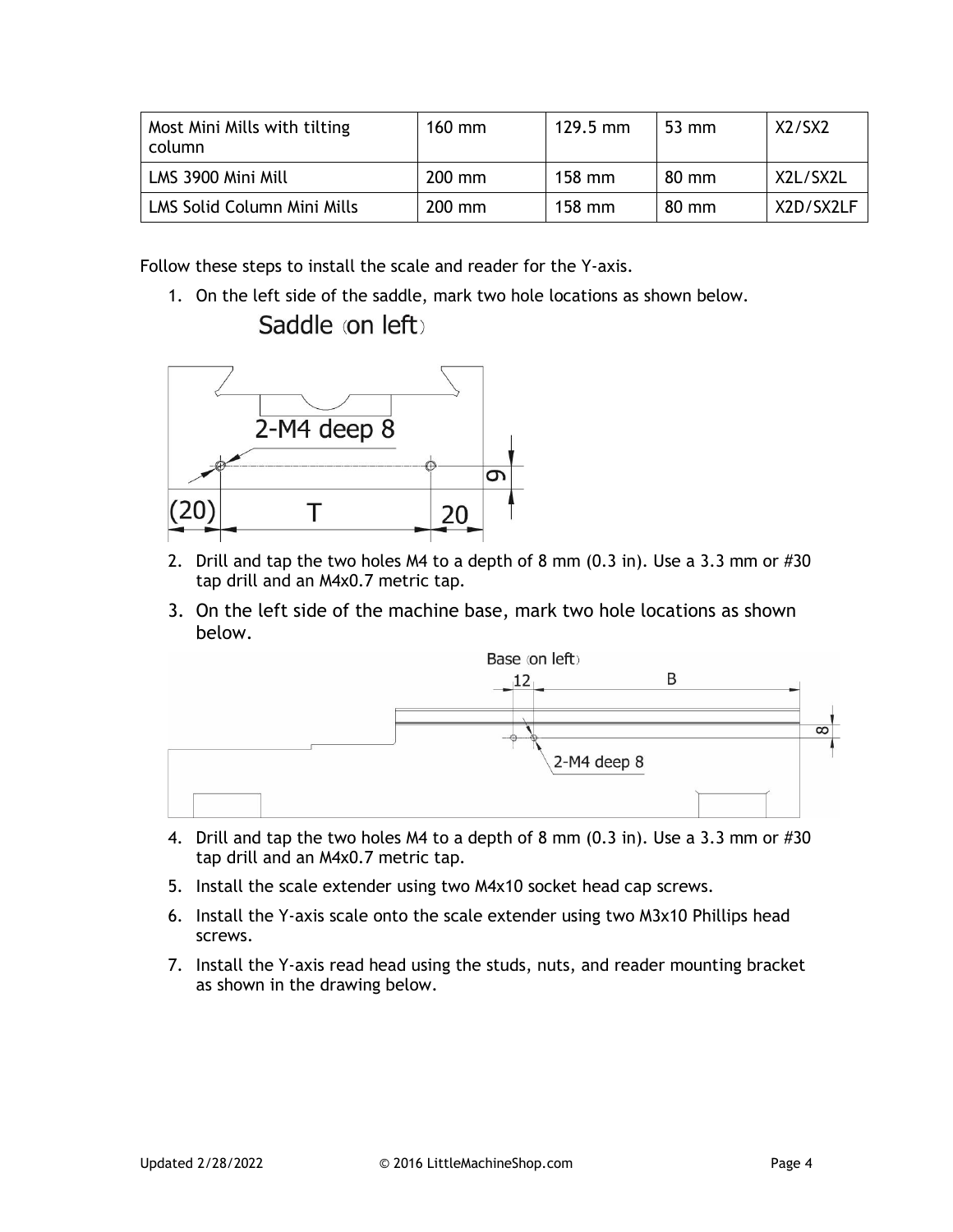| Most Mini Mills with tilting column | 160 mm | 129.5 mm | 53 mm | X2/SX2 |
|---|---|---|---|---|
| LMS 3900 Mini Mill | 200 mm | 158 mm | 80 mm | X2L/SX2L |
| LMS Solid Column Mini Mills | 200 mm | 158 mm | 80 mm | X2D/SX2LF |

Follow these steps to install the scale and reader for the Y-axis.

1. On the left side of the saddle, mark two hole locations as shown below.

   Saddle (on left)

   2-M4 deep 8

   (20) T 20 9

2. Drill and tap the two holes M4 to a depth of 8 mm (0.3 in). Use a 3.3 mm or #30 tap drill and an M4x0.7 metric tap.
3. On the left side of the machine base, mark two hole locations as shown below.

   Base (on left)

   12 B 8

   2-M4 deep 8

4. Drill and tap the two holes M4 to a depth of 8 mm (0.3 in). Use a 3.3 mm or #30 tap drill and an M4x0.7 metric tap.
5. Install the scale extender using two M4x10 socket head cap screws.
6. Install the Y-axis scale onto the scale extender using two M3x10 Phillips head screws.
7. Install the Y-axis read head using the studs, nuts, and reader mounting bracket as shown in the drawing below.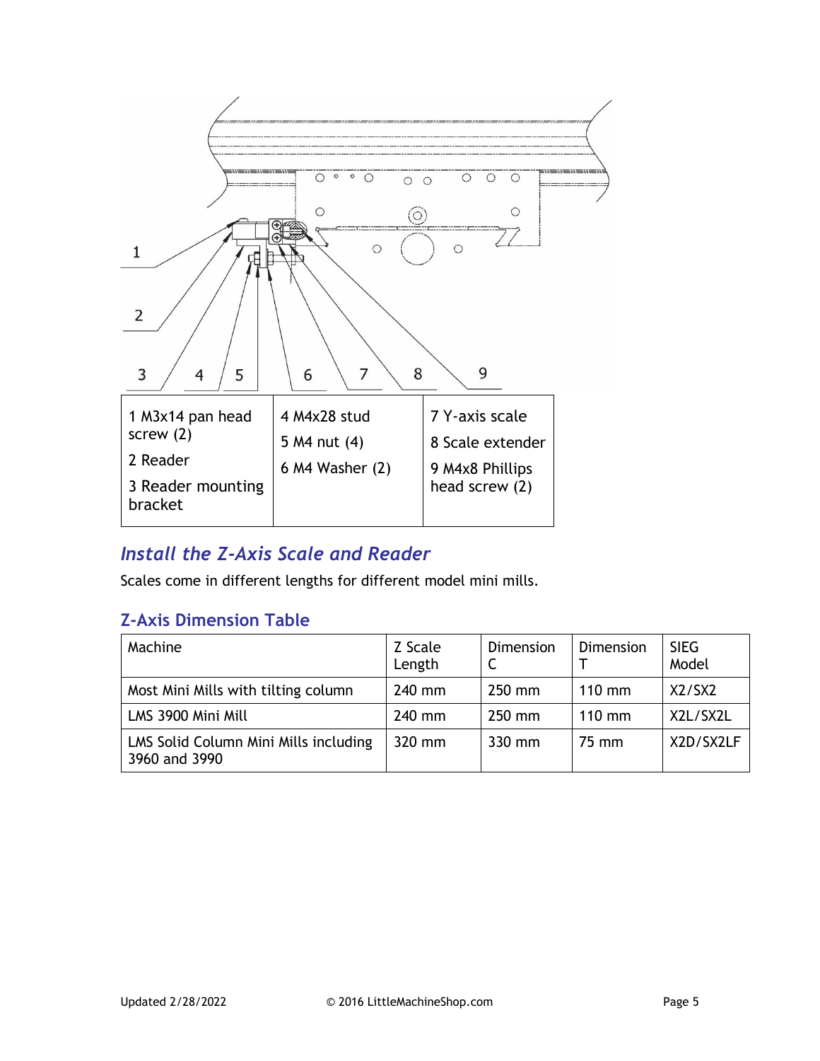1 2 3 4 5 6 7 8 9

| 1 M3x14 pan head screw (2)<br>2 Reader<br>3 Reader mounting bracket | 4 M4x28 stud<br>5 M4 nut (4)<br>6 M4 Washer (2) | 7 Y-axis scale<br>8 Scale extender<br>9 M4x8 Phillips head screw (2) |
|---|---|---|

## *Install the Z-Axis Scale and Reader*

Scales come in different lengths for different model mini mills.

### Z-Axis Dimension Table

| Machine | Z Scale Length | Dimension C | Dimension T | SIEG Model |
|---|---|---|---|---|
| Most Mini Mills with tilting column | 240 mm | 250 mm | 110 mm | X2/SX2 |
| LMS 3900 Mini Mill | 240 mm | 250 mm | 110 mm | X2L/SX2L |
| LMS Solid Column Mini Mills including 3960 and 3990 | 320 mm | 330 mm | 75 mm | X2D/SX2LF |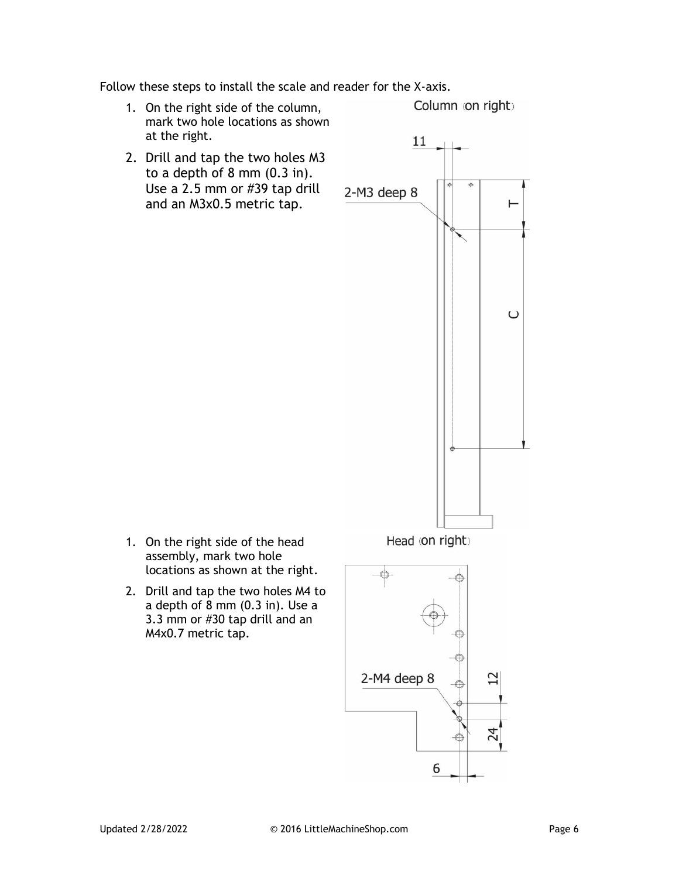Follow these steps to install the scale and reader for the X-axis.

1. On the right side of the column, mark two hole locations as shown at the right.
2. Drill and tap the two holes M3 to a depth of 8 mm (0.3 in). Use a 2.5 mm or #39 tap drill and an M3x0.5 metric tap.

Column (on right)

11

2-M3 deep 8

T

C

1. On the right side of the head assembly, mark two hole locations as shown at the right.
2. Drill and tap the two holes M4 to a depth of 8 mm (0.3 in). Use a 3.3 mm or #30 tap drill and an M4x0.7 metric tap.

Head (on right)

2-M4 deep 8

12

24

6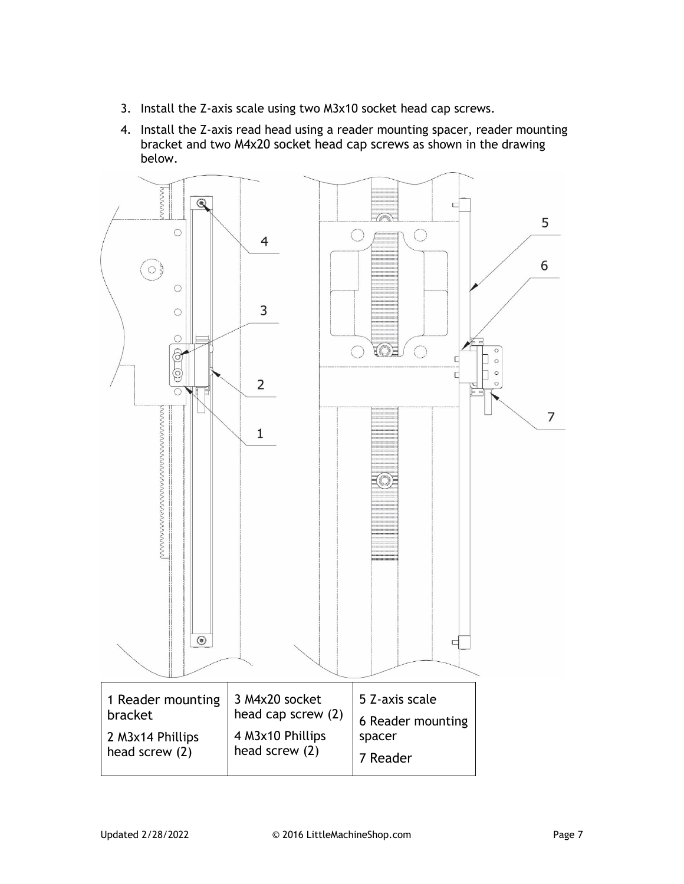3. Install the Z-axis scale using two M3x10 socket head cap screws.
4. Install the Z-axis read head using a reader mounting spacer, reader mounting bracket and two M4x20 socket head cap screws as shown in the drawing below.

| 1 Reader mounting bracket<br>2 M3x14 Phillips head screw (2) | 3 M4x20 socket head cap screw (2)<br>4 M3x10 Phillips head screw (2) | 5 Z-axis scale<br>6 Reader mounting spacer<br>7 Reader |
|---|---|---|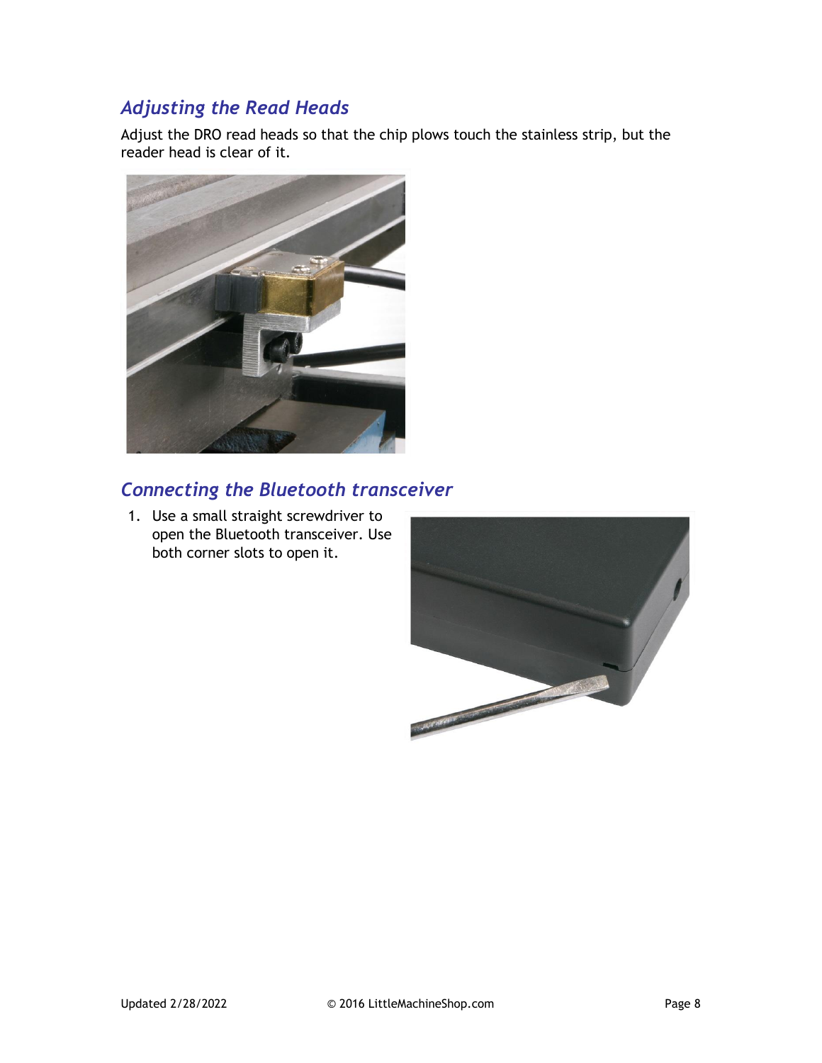## *Adjusting the Read Heads*

Adjust the DRO read heads so that the chip plows touch the stainless strip, but the reader head is clear of it.

## *Connecting the Bluetooth transceiver*

1. Use a small straight screwdriver to open the Bluetooth transceiver. Use both corner slots to open it.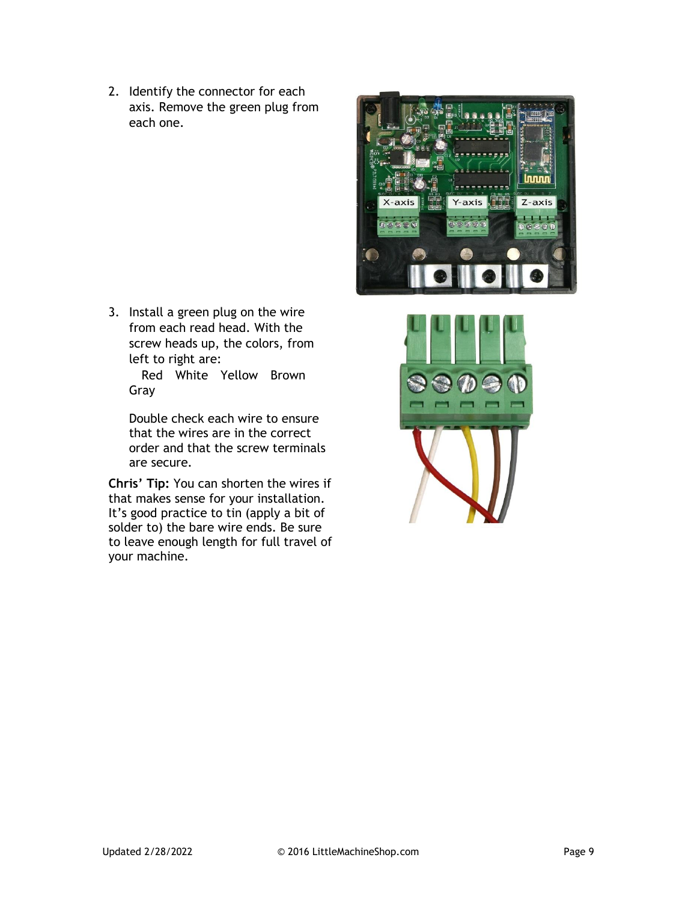2. Identify the connector for each axis. Remove the green plug from each one.

3. Install a green plug on the wire from each read head. With the screw heads up, the colors, from left to right are:
   Red White Yellow Brown Gray

   Double check each wire to ensure that the wires are in the correct order and that the screw terminals are secure.

**Chris' Tip:** You can shorten the wires if that makes sense for your installation. It's good practice to tin (apply a bit of solder to) the bare wire ends. Be sure to leave enough length for full travel of your machine.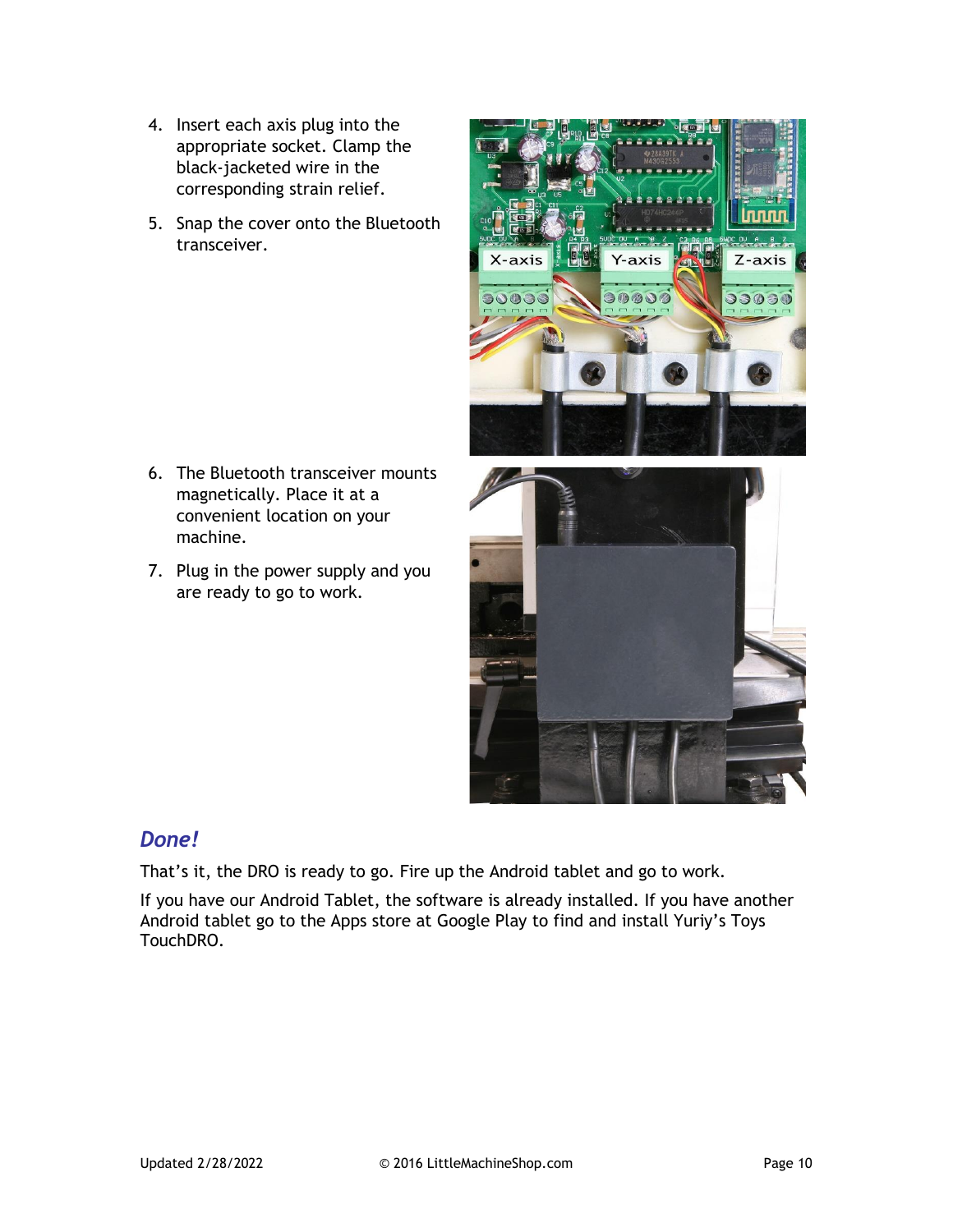4. Insert each axis plug into the appropriate socket. Clamp the black-jacketed wire in the corresponding strain relief.
5. Snap the cover onto the Bluetooth transceiver.
6. The Bluetooth transceiver mounts magnetically. Place it at a convenient location on your machine.
7. Plug in the power supply and you are ready to go to work.

## *Done!*

That's it, the DRO is ready to go. Fire up the Android tablet and go to work.

If you have our Android Tablet, the software is already installed. If you have another Android tablet go to the Apps store at Google Play to find and install Yuriy's Toys TouchDRO.